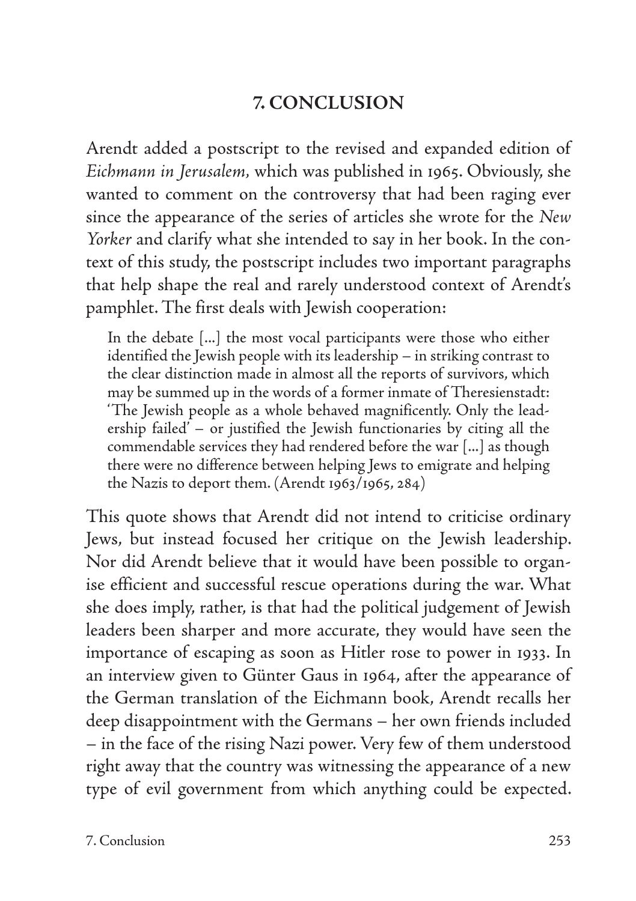## 7. CONCLUSION

Arendt added a postscript to the revised and expanded edition of *Eichmann in Jerusalem,* which was published in 1965. Obviously, she wanted to comment on the controversy that had been raging ever since the appearance of the series of articles she wrote for the *New Yorker* and clarify what she intended to say in her book. In the context of this study, the postscript includes two important paragraphs that help shape the real and rarely understood context of Arendt's pamphlet. The first deals with Jewish cooperation:

> In the debate [...] the most vocal participants were those who either identified the Jewish people with its leadership – in striking contrast to the clear distinction made in almost all the reports of survivors, which may be summed up in the words of a former inmate of Theresienstadt: 'The Jewish people as a whole behaved magnificently. Only the leadership failed' – or justified the Jewish functionaries by citing all the commendable services they had rendered before the war [...] as though there were no difference between helping Jews to emigrate and helping the Nazis to deport them. (Arendt 1963/1965, 284)

This quote shows that Arendt did not intend to criticise ordinary Jews, but instead focused her critique on the Jewish leadership. Nor did Arendt believe that it would have been possible to organise efficient and successful rescue operations during the war. What she does imply, rather, is that had the political judgement of Jewish leaders been sharper and more accurate, they would have seen the importance of escaping as soon as Hitler rose to power in 1933. In an interview given to Günter Gaus in 1964, after the appearance of the German translation of the Eichmann book, Arendt recalls her deep disappointment with the Germans – her own friends included – in the face of the rising Nazi power. Very few of them understood right away that the country was witnessing the appearance of a new type of evil government from which anything could be expected.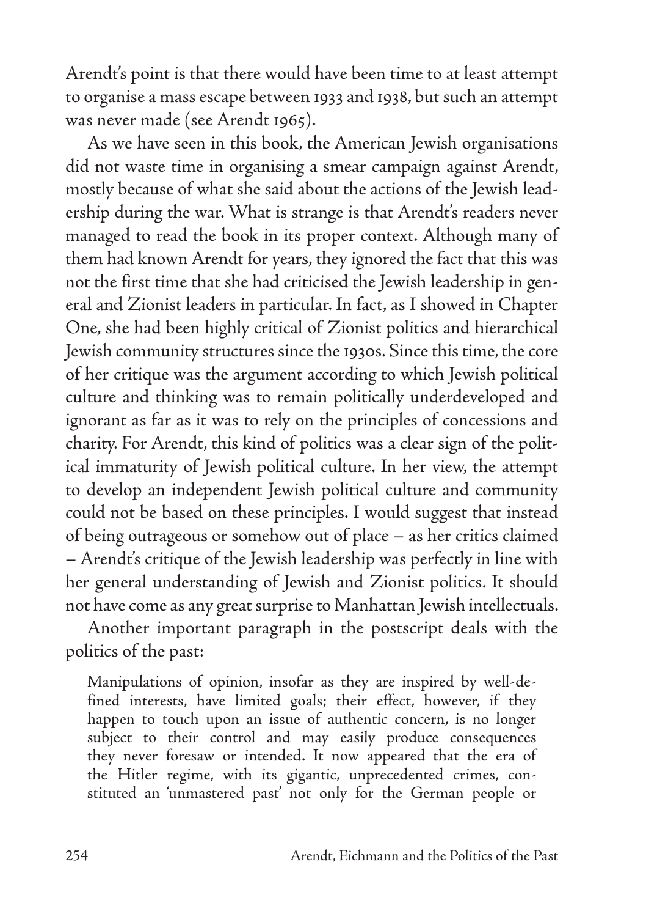Arendt's point is that there would have been time to at least attempt to organise a mass escape between 1933 and 1938, but such an attempt was never made (see Arendt 1965).

As we have seen in this book, the American Jewish organisations did not waste time in organising a smear campaign against Arendt, mostly because of what she said about the actions of the Jewish leadership during the war. What is strange is that Arendt's readers never managed to read the book in its proper context. Although many of them had known Arendt for years, they ignored the fact that this was not the first time that she had criticised the Jewish leadership in general and Zionist leaders in particular. In fact, as I showed in Chapter One, she had been highly critical of Zionist politics and hierarchical Jewish community structures since the 1930s. Since this time, the core of her critique was the argument according to which Jewish political culture and thinking was to remain politically underdeveloped and ignorant as far as it was to rely on the principles of concessions and charity. For Arendt, this kind of politics was a clear sign of the political immaturity of Jewish political culture. In her view, the attempt to develop an independent Jewish political culture and community could not be based on these principles. I would suggest that instead of being outrageous or somehow out of place – as her critics claimed – Arendt's critique of the Jewish leadership was perfectly in line with her general understanding of Jewish and Zionist politics. It should not have come as any great surprise to Manhattan Jewish intellectuals.

Another important paragraph in the postscript deals with the politics of the past:

> Manipulations of opinion, insofar as they are inspired by well-defined interests, have limited goals; their effect, however, if they happen to touch upon an issue of authentic concern, is no longer subject to their control and may easily produce consequences they never foresaw or intended. It now appeared that the era of the Hitler regime, with its gigantic, unprecedented crimes, constituted an 'unmastered past' not only for the German people or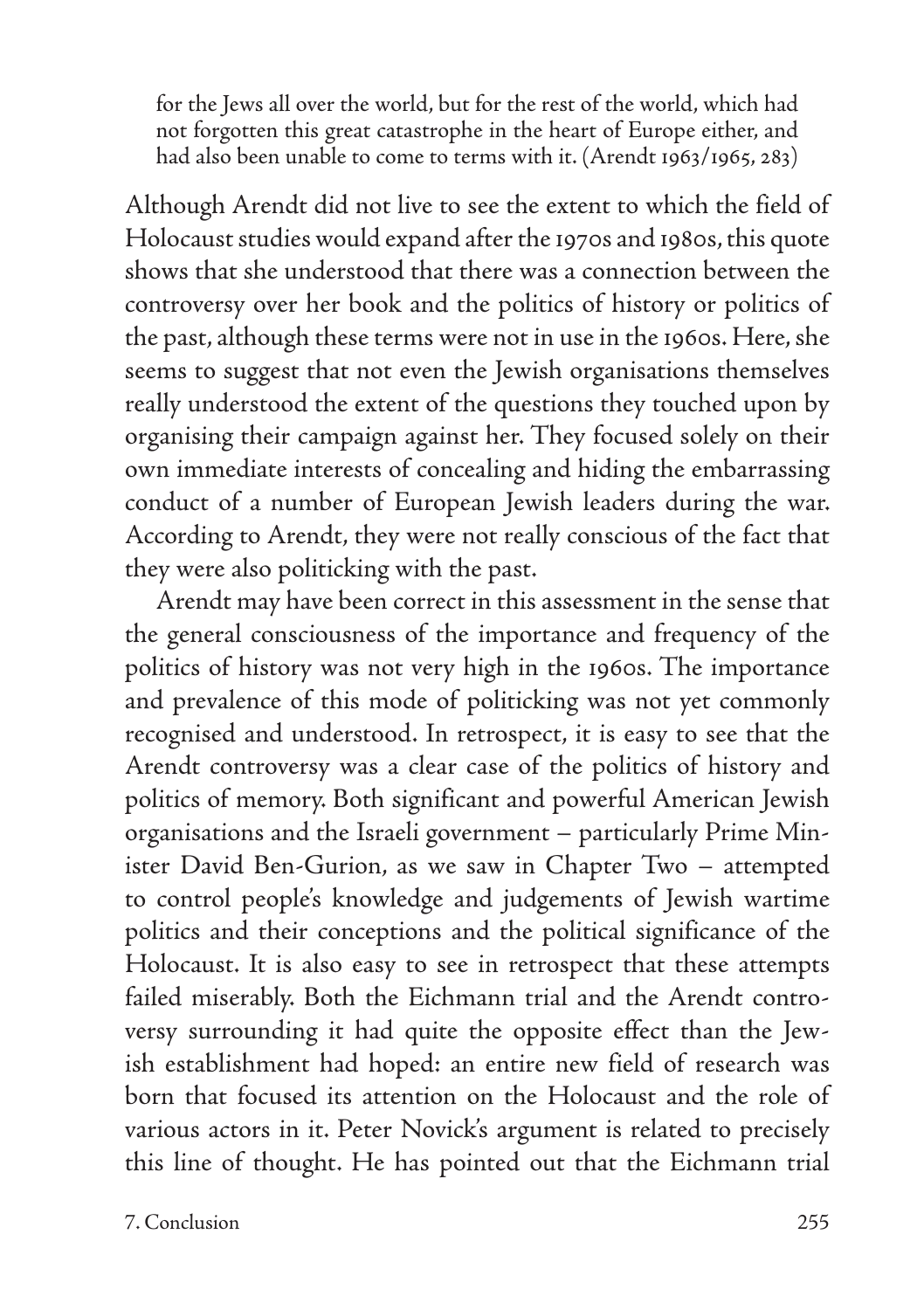> for the Jews all over the world, but for the rest of the world, which had not forgotten this great catastrophe in the heart of Europe either, and had also been unable to come to terms with it. (Arendt 1963/1965, 283)

Although Arendt did not live to see the extent to which the field of Holocaust studies would expand after the 1970s and 1980s, this quote shows that she understood that there was a connection between the controversy over her book and the politics of history or politics of the past, although these terms were not in use in the 1960s. Here, she seems to suggest that not even the Jewish organisations themselves really understood the extent of the questions they touched upon by organising their campaign against her. They focused solely on their own immediate interests of concealing and hiding the embarrassing conduct of a number of European Jewish leaders during the war. According to Arendt, they were not really conscious of the fact that they were also politicking with the past.

Arendt may have been correct in this assessment in the sense that the general consciousness of the importance and frequency of the politics of history was not very high in the 1960s. The importance and prevalence of this mode of politicking was not yet commonly recognised and understood. In retrospect, it is easy to see that the Arendt controversy was a clear case of the politics of history and politics of memory. Both significant and powerful American Jewish organisations and the Israeli government – particularly Prime Minister David Ben-Gurion, as we saw in Chapter Two – attempted to control people's knowledge and judgements of Jewish wartime politics and their conceptions and the political significance of the Holocaust. It is also easy to see in retrospect that these attempts failed miserably. Both the Eichmann trial and the Arendt controversy surrounding it had quite the opposite effect than the Jewish establishment had hoped: an entire new field of research was born that focused its attention on the Holocaust and the role of various actors in it. Peter Novick's argument is related to precisely this line of thought. He has pointed out that the Eichmann trial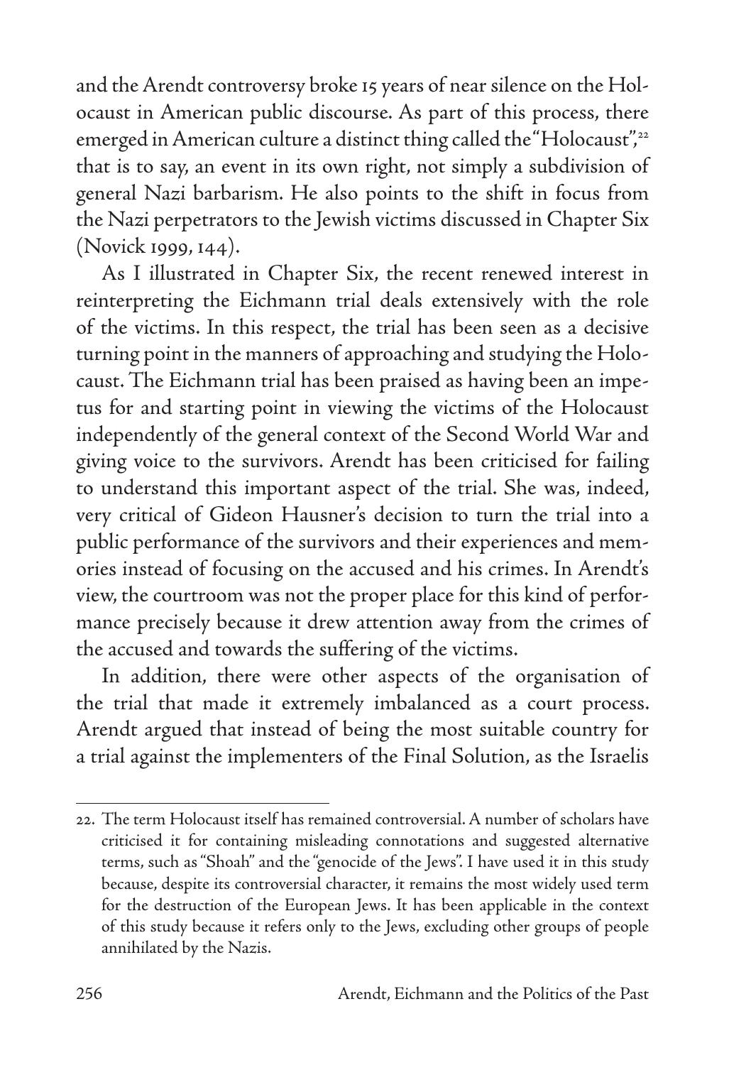and the Arendt controversy broke 15 years of near silence on the Holocaust in American public discourse. As part of this process, there emerged in American culture a distinct thing called the "Holocaust",[22] that is to say, an event in its own right, not simply a subdivision of general Nazi barbarism. He also points to the shift in focus from the Nazi perpetrators to the Jewish victims discussed in Chapter Six (Novick 1999, 144).

As I illustrated in Chapter Six, the recent renewed interest in reinterpreting the Eichmann trial deals extensively with the role of the victims. In this respect, the trial has been seen as a decisive turning point in the manners of approaching and studying the Holocaust. The Eichmann trial has been praised as having been an impetus for and starting point in viewing the victims of the Holocaust independently of the general context of the Second World War and giving voice to the survivors. Arendt has been criticised for failing to understand this important aspect of the trial. She was, indeed, very critical of Gideon Hausner's decision to turn the trial into a public performance of the survivors and their experiences and memories instead of focusing on the accused and his crimes. In Arendt's view, the courtroom was not the proper place for this kind of performance precisely because it drew attention away from the crimes of the accused and towards the suffering of the victims.

In addition, there were other aspects of the organisation of the trial that made it extremely imbalanced as a court process. Arendt argued that instead of being the most suitable country for a trial against the implementers of the Final Solution, as the Israelis

---

22. The term Holocaust itself has remained controversial. A number of scholars have criticised it for containing misleading connotations and suggested alternative terms, such as "Shoah" and the "genocide of the Jews". I have used it in this study because, despite its controversial character, it remains the most widely used term for the destruction of the European Jews. It has been applicable in the context of this study because it refers only to the Jews, excluding other groups of people annihilated by the Nazis.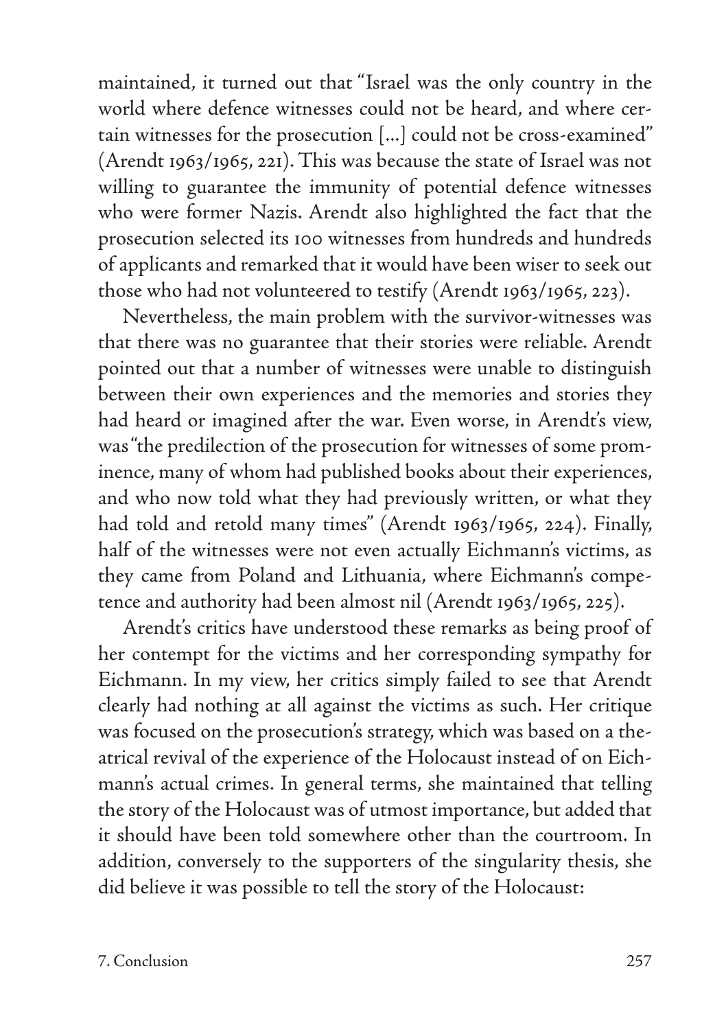maintained, it turned out that "Israel was the only country in the world where defence witnesses could not be heard, and where certain witnesses for the prosecution [...] could not be cross-examined" (Arendt 1963/1965, 221). This was because the state of Israel was not willing to guarantee the immunity of potential defence witnesses who were former Nazis. Arendt also highlighted the fact that the prosecution selected its 100 witnesses from hundreds and hundreds of applicants and remarked that it would have been wiser to seek out those who had not volunteered to testify (Arendt 1963/1965, 223).

Nevertheless, the main problem with the survivor-witnesses was that there was no guarantee that their stories were reliable. Arendt pointed out that a number of witnesses were unable to distinguish between their own experiences and the memories and stories they had heard or imagined after the war. Even worse, in Arendt's view, was "the predilection of the prosecution for witnesses of some prominence, many of whom had published books about their experiences, and who now told what they had previously written, or what they had told and retold many times" (Arendt 1963/1965, 224). Finally, half of the witnesses were not even actually Eichmann's victims, as they came from Poland and Lithuania, where Eichmann's competence and authority had been almost nil (Arendt 1963/1965, 225).

Arendt's critics have understood these remarks as being proof of her contempt for the victims and her corresponding sympathy for Eichmann. In my view, her critics simply failed to see that Arendt clearly had nothing at all against the victims as such. Her critique was focused on the prosecution's strategy, which was based on a theatrical revival of the experience of the Holocaust instead of on Eichmann's actual crimes. In general terms, she maintained that telling the story of the Holocaust was of utmost importance, but added that it should have been told somewhere other than the courtroom. In addition, conversely to the supporters of the singularity thesis, she did believe it was possible to tell the story of the Holocaust: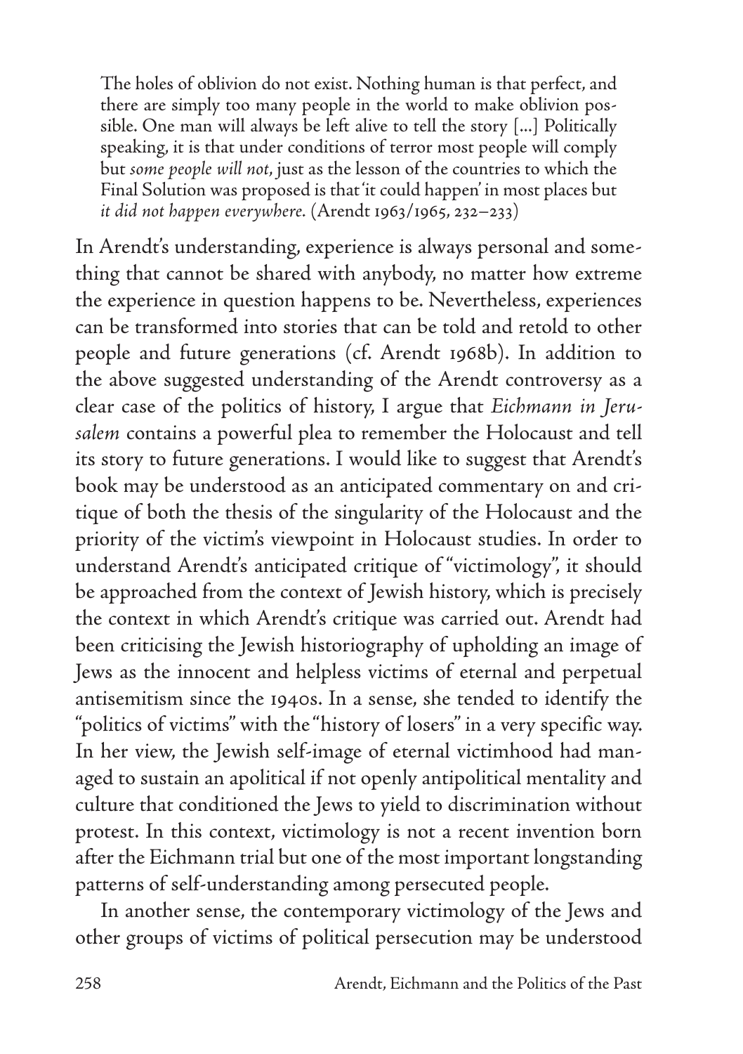> The holes of oblivion do not exist. Nothing human is that perfect, and there are simply too many people in the world to make oblivion possible. One man will always be left alive to tell the story [...] Politically speaking, it is that under conditions of terror most people will comply but *some people will not*, just as the lesson of the countries to which the Final Solution was proposed is that 'it could happen' in most places but *it did not happen everywhere*. (Arendt 1963/1965, 232–233)

In Arendt's understanding, experience is always personal and something that cannot be shared with anybody, no matter how extreme the experience in question happens to be. Nevertheless, experiences can be transformed into stories that can be told and retold to other people and future generations (cf. Arendt 1968b). In addition to the above suggested understanding of the Arendt controversy as a clear case of the politics of history, I argue that *Eichmann in Jerusalem* contains a powerful plea to remember the Holocaust and tell its story to future generations. I would like to suggest that Arendt's book may be understood as an anticipated commentary on and critique of both the thesis of the singularity of the Holocaust and the priority of the victim's viewpoint in Holocaust studies. In order to understand Arendt's anticipated critique of "victimology", it should be approached from the context of Jewish history, which is precisely the context in which Arendt's critique was carried out. Arendt had been criticising the Jewish historiography of upholding an image of Jews as the innocent and helpless victims of eternal and perpetual antisemitism since the 1940s. In a sense, she tended to identify the "politics of victims" with the "history of losers" in a very specific way. In her view, the Jewish self-image of eternal victimhood had managed to sustain an apolitical if not openly antipolitical mentality and culture that conditioned the Jews to yield to discrimination without protest. In this context, victimology is not a recent invention born after the Eichmann trial but one of the most important longstanding patterns of self-understanding among persecuted people.

In another sense, the contemporary victimology of the Jews and other groups of victims of political persecution may be understood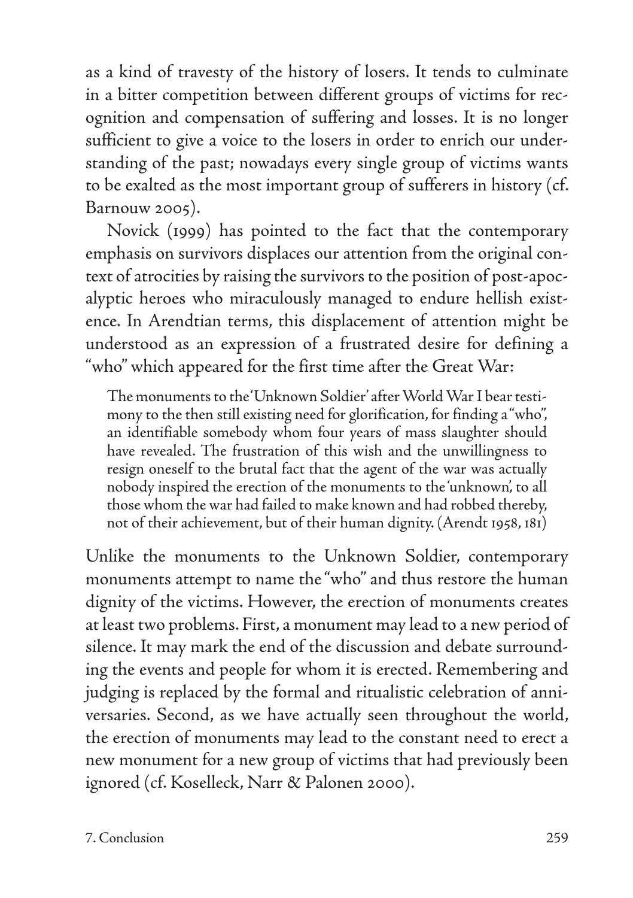as a kind of travesty of the history of losers. It tends to culminate in a bitter competition between different groups of victims for recognition and compensation of suffering and losses. It is no longer sufficient to give a voice to the losers in order to enrich our understanding of the past; nowadays every single group of victims wants to be exalted as the most important group of sufferers in history (cf. Barnouw 2005).

Novick (1999) has pointed to the fact that the contemporary emphasis on survivors displaces our attention from the original context of atrocities by raising the survivors to the position of post-apocalyptic heroes who miraculously managed to endure hellish existence. In Arendtian terms, this displacement of attention might be understood as an expression of a frustrated desire for defining a "who" which appeared for the first time after the Great War:

> The monuments to the 'Unknown Soldier' after World War I bear testimony to the then still existing need for glorification, for finding a "who", an identifiable somebody whom four years of mass slaughter should have revealed. The frustration of this wish and the unwillingness to resign oneself to the brutal fact that the agent of the war was actually nobody inspired the erection of the monuments to the 'unknown', to all those whom the war had failed to make known and had robbed thereby, not of their achievement, but of their human dignity. (Arendt 1958, 181)

Unlike the monuments to the Unknown Soldier, contemporary monuments attempt to name the "who" and thus restore the human dignity of the victims. However, the erection of monuments creates at least two problems. First, a monument may lead to a new period of silence. It may mark the end of the discussion and debate surrounding the events and people for whom it is erected. Remembering and judging is replaced by the formal and ritualistic celebration of anniversaries. Second, as we have actually seen throughout the world, the erection of monuments may lead to the constant need to erect a new monument for a new group of victims that had previously been ignored (cf. Koselleck, Narr & Palonen 2000).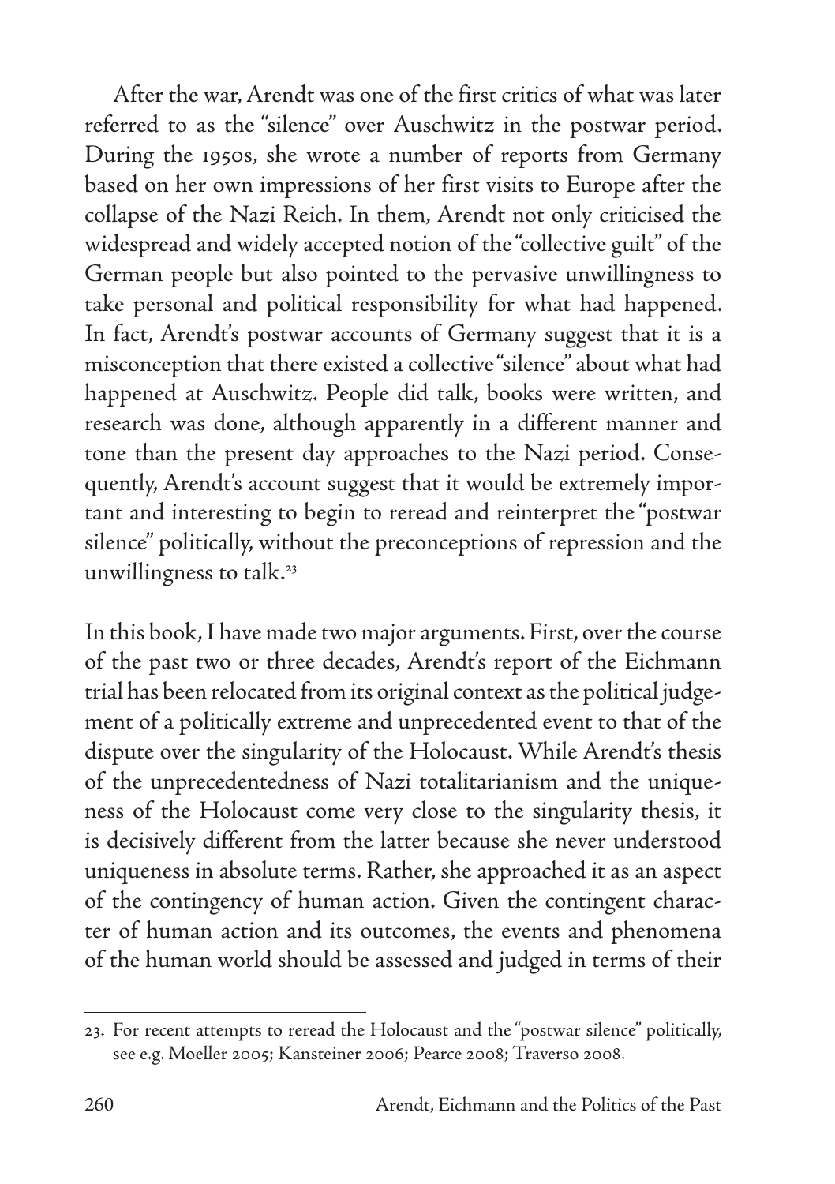After the war, Arendt was one of the first critics of what was later referred to as the "silence" over Auschwitz in the postwar period. During the 1950s, she wrote a number of reports from Germany based on her own impressions of her first visits to Europe after the collapse of the Nazi Reich. In them, Arendt not only criticised the widespread and widely accepted notion of the "collective guilt" of the German people but also pointed to the pervasive unwillingness to take personal and political responsibility for what had happened. In fact, Arendt's postwar accounts of Germany suggest that it is a misconception that there existed a collective "silence" about what had happened at Auschwitz. People did talk, books were written, and research was done, although apparently in a different manner and tone than the present day approaches to the Nazi period. Consequently, Arendt's account suggest that it would be extremely important and interesting to begin to reread and reinterpret the "postwar silence" politically, without the preconceptions of repression and the unwillingness to talk.[23]

In this book, I have made two major arguments. First, over the course of the past two or three decades, Arendt's report of the Eichmann trial has been relocated from its original context as the political judgement of a politically extreme and unprecedented event to that of the dispute over the singularity of the Holocaust. While Arendt's thesis of the unprecedentedness of Nazi totalitarianism and the uniqueness of the Holocaust come very close to the singularity thesis, it is decisively different from the latter because she never understood uniqueness in absolute terms. Rather, she approached it as an aspect of the contingency of human action. Given the contingent character of human action and its outcomes, the events and phenomena of the human world should be assessed and judged in terms of their

---

23. For recent attempts to reread the Holocaust and the "postwar silence" politically, see e.g. Moeller 2005; Kansteiner 2006; Pearce 2008; Traverso 2008.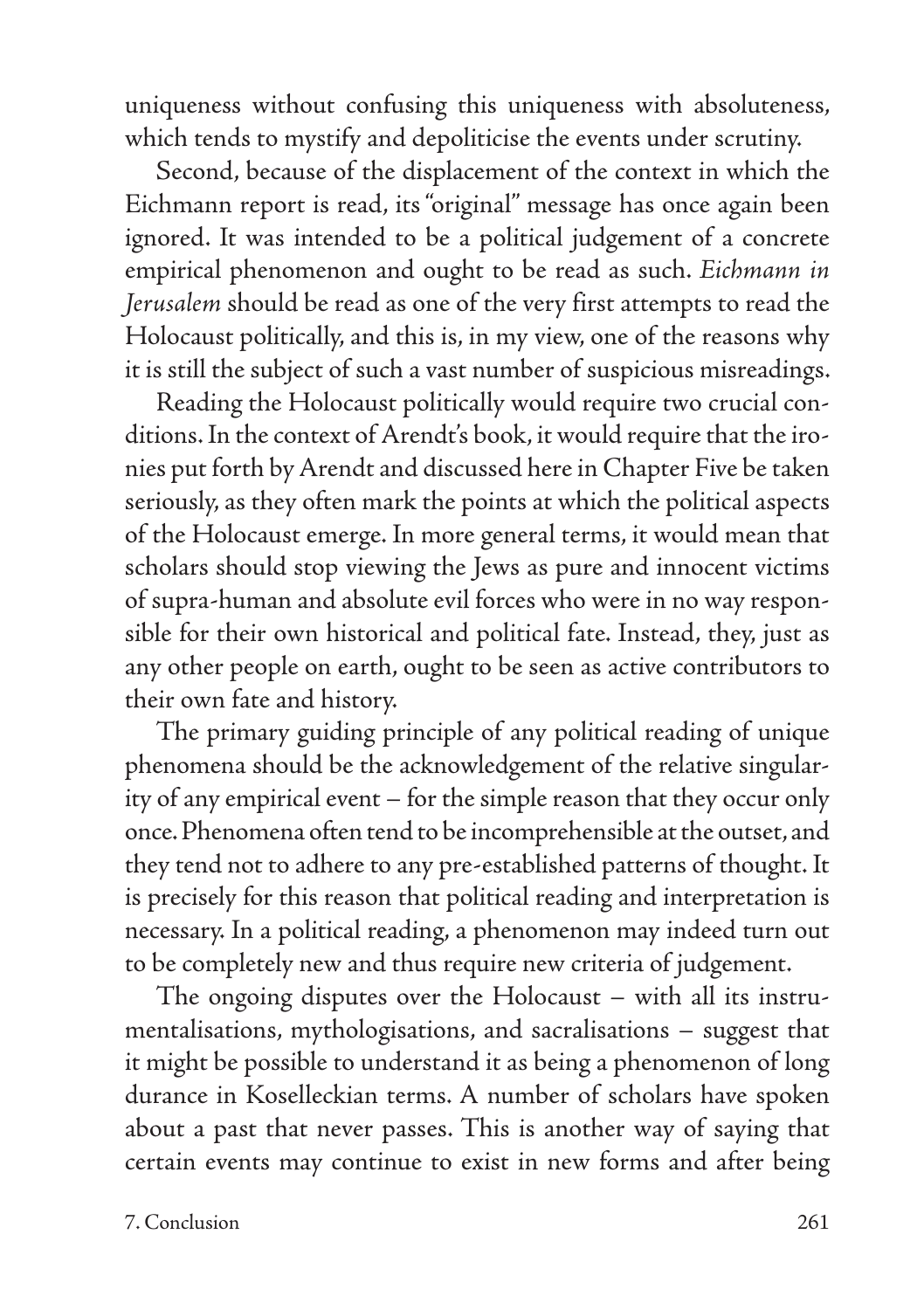uniqueness without confusing this uniqueness with absoluteness, which tends to mystify and depoliticise the events under scrutiny.

Second, because of the displacement of the context in which the Eichmann report is read, its "original" message has once again been ignored. It was intended to be a political judgement of a concrete empirical phenomenon and ought to be read as such. *Eichmann in Jerusalem* should be read as one of the very first attempts to read the Holocaust politically, and this is, in my view, one of the reasons why it is still the subject of such a vast number of suspicious misreadings.

Reading the Holocaust politically would require two crucial conditions. In the context of Arendt's book, it would require that the ironies put forth by Arendt and discussed here in Chapter Five be taken seriously, as they often mark the points at which the political aspects of the Holocaust emerge. In more general terms, it would mean that scholars should stop viewing the Jews as pure and innocent victims of supra-human and absolute evil forces who were in no way responsible for their own historical and political fate. Instead, they, just as any other people on earth, ought to be seen as active contributors to their own fate and history.

The primary guiding principle of any political reading of unique phenomena should be the acknowledgement of the relative singularity of any empirical event – for the simple reason that they occur only once. Phenomena often tend to be incomprehensible at the outset, and they tend not to adhere to any pre-established patterns of thought. It is precisely for this reason that political reading and interpretation is necessary. In a political reading, a phenomenon may indeed turn out to be completely new and thus require new criteria of judgement.

The ongoing disputes over the Holocaust – with all its instrumentalisations, mythologisations, and sacralisations – suggest that it might be possible to understand it as being a phenomenon of long durance in Koselleckian terms. A number of scholars have spoken about a past that never passes. This is another way of saying that certain events may continue to exist in new forms and after being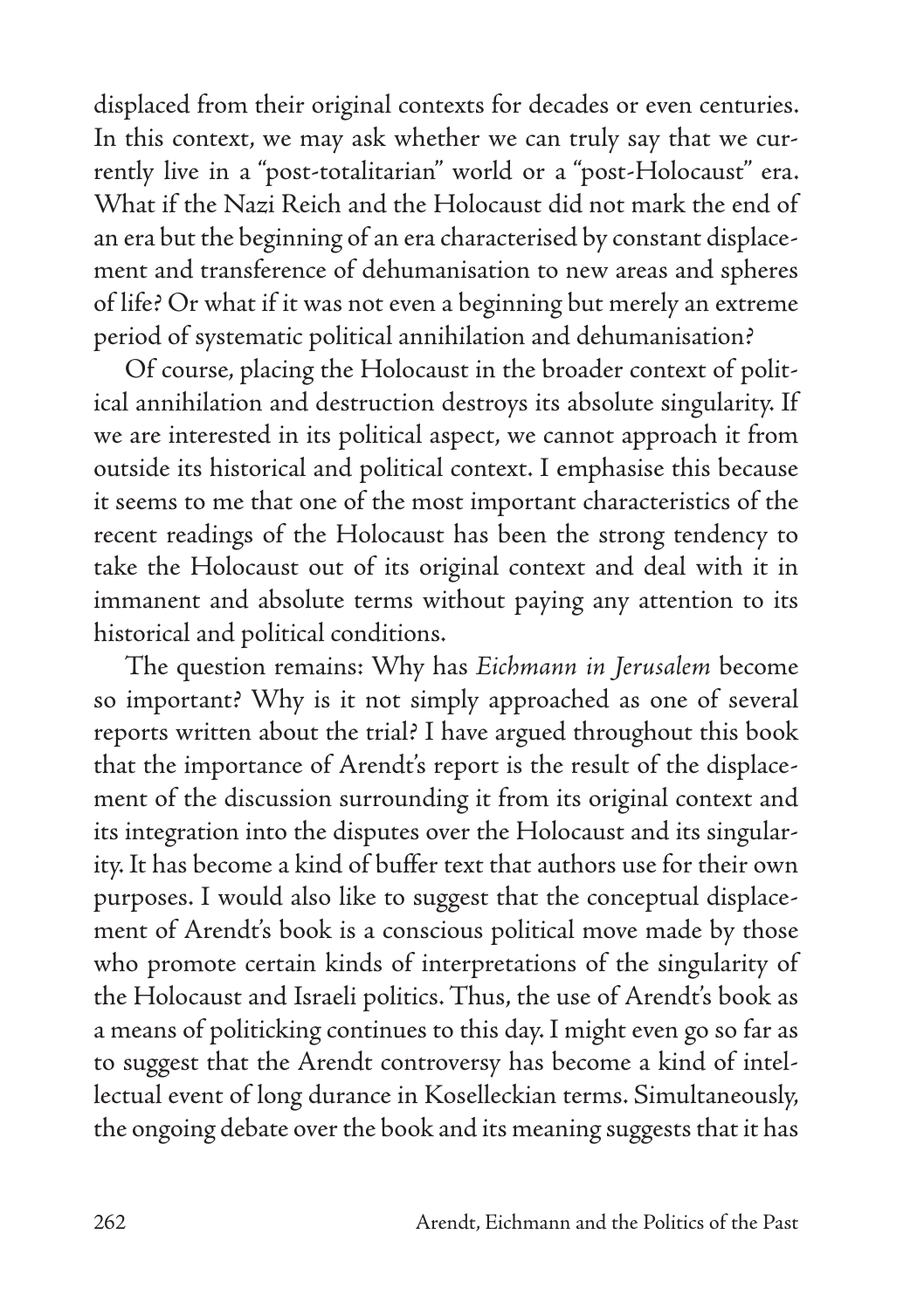displaced from their original contexts for decades or even centuries. In this context, we may ask whether we can truly say that we currently live in a "post-totalitarian" world or a "post-Holocaust" era. What if the Nazi Reich and the Holocaust did not mark the end of an era but the beginning of an era characterised by constant displacement and transference of dehumanisation to new areas and spheres of life? Or what if it was not even a beginning but merely an extreme period of systematic political annihilation and dehumanisation?

Of course, placing the Holocaust in the broader context of political annihilation and destruction destroys its absolute singularity. If we are interested in its political aspect, we cannot approach it from outside its historical and political context. I emphasise this because it seems to me that one of the most important characteristics of the recent readings of the Holocaust has been the strong tendency to take the Holocaust out of its original context and deal with it in immanent and absolute terms without paying any attention to its historical and political conditions.

The question remains: Why has *Eichmann in Jerusalem* become so important? Why is it not simply approached as one of several reports written about the trial? I have argued throughout this book that the importance of Arendt's report is the result of the displacement of the discussion surrounding it from its original context and its integration into the disputes over the Holocaust and its singularity. It has become a kind of buffer text that authors use for their own purposes. I would also like to suggest that the conceptual displacement of Arendt's book is a conscious political move made by those who promote certain kinds of interpretations of the singularity of the Holocaust and Israeli politics. Thus, the use of Arendt's book as a means of politicking continues to this day. I might even go so far as to suggest that the Arendt controversy has become a kind of intellectual event of long durance in Koselleckian terms. Simultaneously, the ongoing debate over the book and its meaning suggests that it has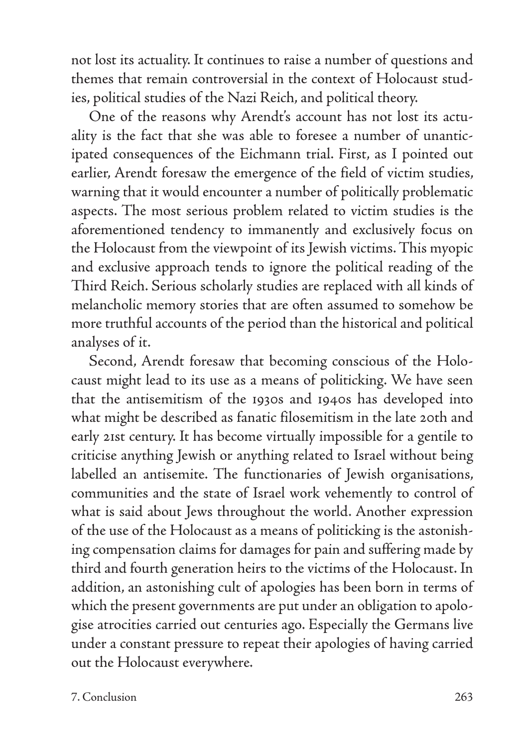not lost its actuality. It continues to raise a number of questions and themes that remain controversial in the context of Holocaust studies, political studies of the Nazi Reich, and political theory.

One of the reasons why Arendt's account has not lost its actuality is the fact that she was able to foresee a number of unanticipated consequences of the Eichmann trial. First, as I pointed out earlier, Arendt foresaw the emergence of the field of victim studies, warning that it would encounter a number of politically problematic aspects. The most serious problem related to victim studies is the aforementioned tendency to immanently and exclusively focus on the Holocaust from the viewpoint of its Jewish victims. This myopic and exclusive approach tends to ignore the political reading of the Third Reich. Serious scholarly studies are replaced with all kinds of melancholic memory stories that are often assumed to somehow be more truthful accounts of the period than the historical and political analyses of it.

Second, Arendt foresaw that becoming conscious of the Holocaust might lead to its use as a means of politicking. We have seen that the antisemitism of the 1930s and 1940s has developed into what might be described as fanatic filosemitism in the late 20th and early 21st century. It has become virtually impossible for a gentile to criticise anything Jewish or anything related to Israel without being labelled an antisemite. The functionaries of Jewish organisations, communities and the state of Israel work vehemently to control of what is said about Jews throughout the world. Another expression of the use of the Holocaust as a means of politicking is the astonishing compensation claims for damages for pain and suffering made by third and fourth generation heirs to the victims of the Holocaust. In addition, an astonishing cult of apologies has been born in terms of which the present governments are put under an obligation to apologise atrocities carried out centuries ago. Especially the Germans live under a constant pressure to repeat their apologies of having carried out the Holocaust everywhere.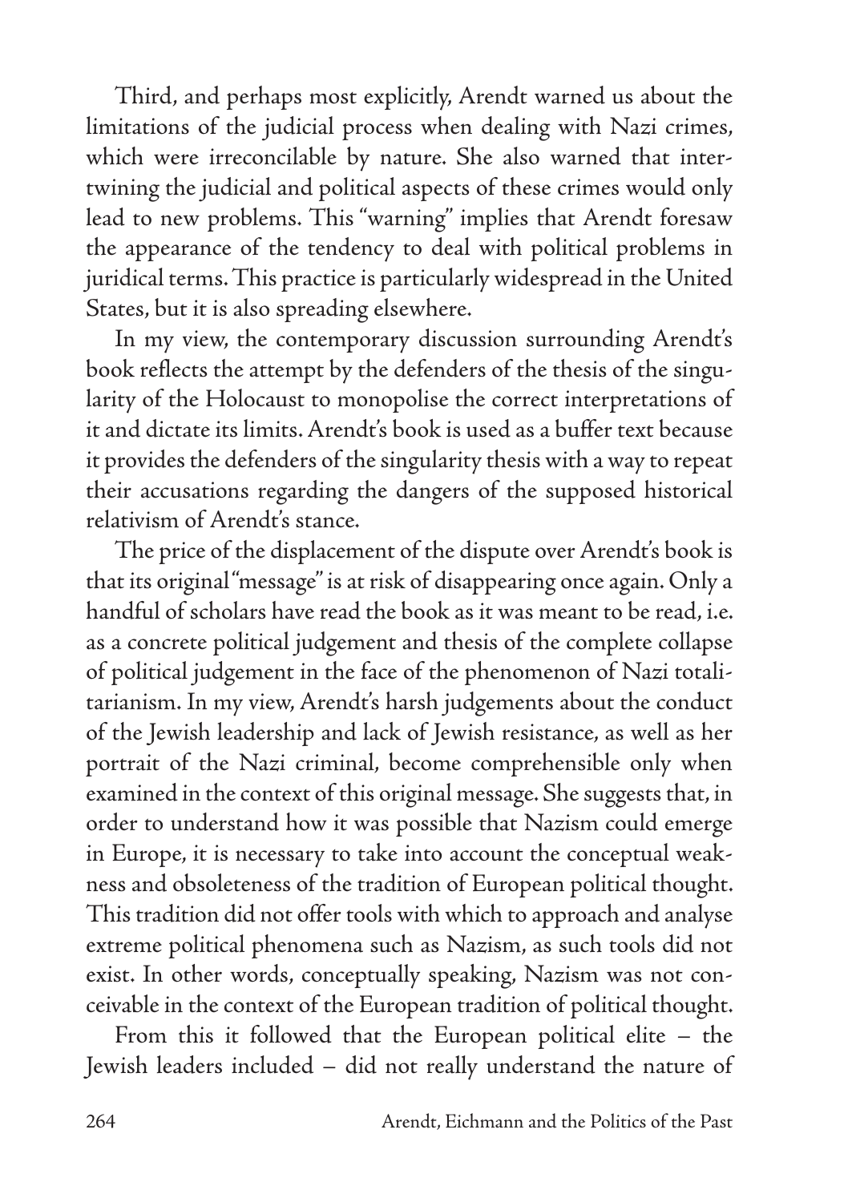Third, and perhaps most explicitly, Arendt warned us about the limitations of the judicial process when dealing with Nazi crimes, which were irreconcilable by nature. She also warned that intertwining the judicial and political aspects of these crimes would only lead to new problems. This "warning" implies that Arendt foresaw the appearance of the tendency to deal with political problems in juridical terms. This practice is particularly widespread in the United States, but it is also spreading elsewhere.

In my view, the contemporary discussion surrounding Arendt's book reflects the attempt by the defenders of the thesis of the singularity of the Holocaust to monopolise the correct interpretations of it and dictate its limits. Arendt's book is used as a buffer text because it provides the defenders of the singularity thesis with a way to repeat their accusations regarding the dangers of the supposed historical relativism of Arendt's stance.

The price of the displacement of the dispute over Arendt's book is that its original "message" is at risk of disappearing once again. Only a handful of scholars have read the book as it was meant to be read, i.e. as a concrete political judgement and thesis of the complete collapse of political judgement in the face of the phenomenon of Nazi totalitarianism. In my view, Arendt's harsh judgements about the conduct of the Jewish leadership and lack of Jewish resistance, as well as her portrait of the Nazi criminal, become comprehensible only when examined in the context of this original message. She suggests that, in order to understand how it was possible that Nazism could emerge in Europe, it is necessary to take into account the conceptual weakness and obsoleteness of the tradition of European political thought. This tradition did not offer tools with which to approach and analyse extreme political phenomena such as Nazism, as such tools did not exist. In other words, conceptually speaking, Nazism was not conceivable in the context of the European tradition of political thought.

From this it followed that the European political elite – the Jewish leaders included – did not really understand the nature of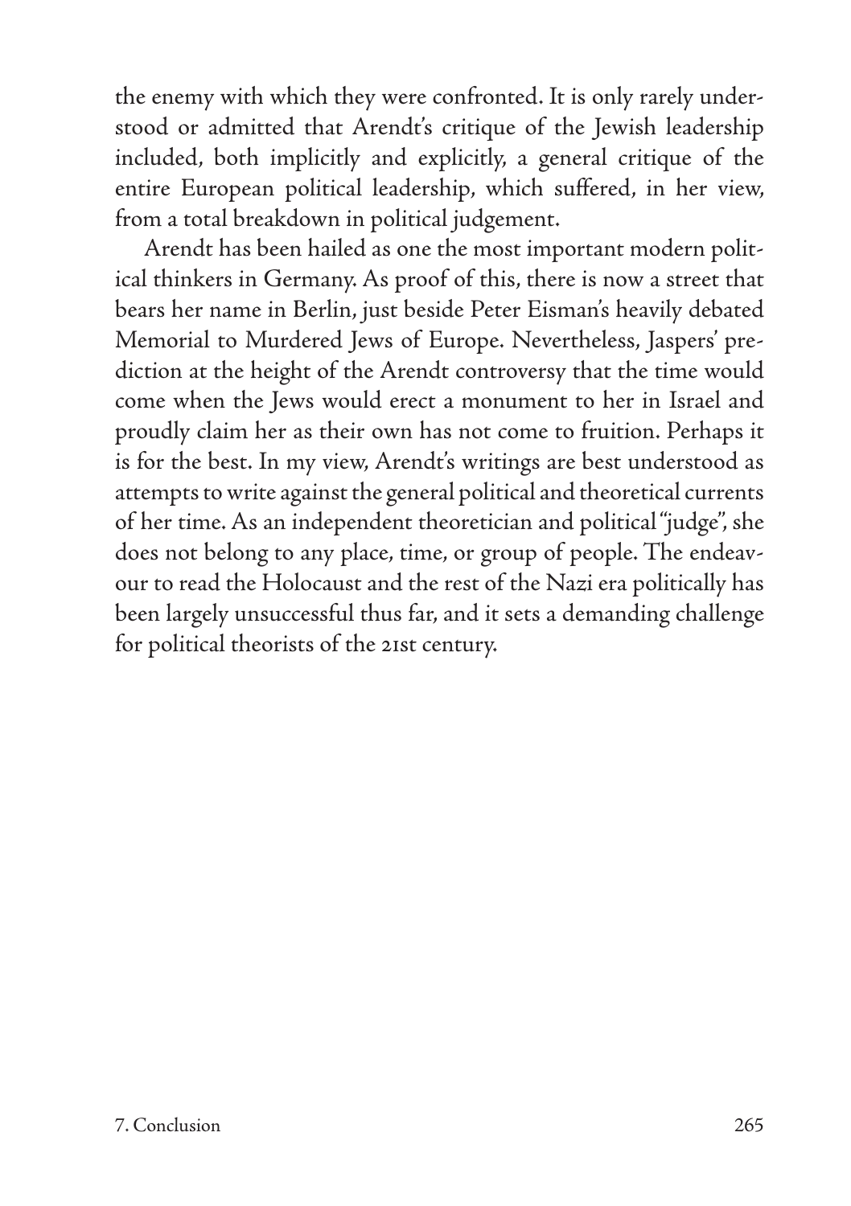the enemy with which they were confronted. It is only rarely understood or admitted that Arendt's critique of the Jewish leadership included, both implicitly and explicitly, a general critique of the entire European political leadership, which suffered, in her view, from a total breakdown in political judgement.

Arendt has been hailed as one the most important modern political thinkers in Germany. As proof of this, there is now a street that bears her name in Berlin, just beside Peter Eisman's heavily debated Memorial to Murdered Jews of Europe. Nevertheless, Jaspers' prediction at the height of the Arendt controversy that the time would come when the Jews would erect a monument to her in Israel and proudly claim her as their own has not come to fruition. Perhaps it is for the best. In my view, Arendt's writings are best understood as attempts to write against the general political and theoretical currents of her time. As an independent theoretician and political "judge", she does not belong to any place, time, or group of people. The endeavour to read the Holocaust and the rest of the Nazi era politically has been largely unsuccessful thus far, and it sets a demanding challenge for political theorists of the 21st century.